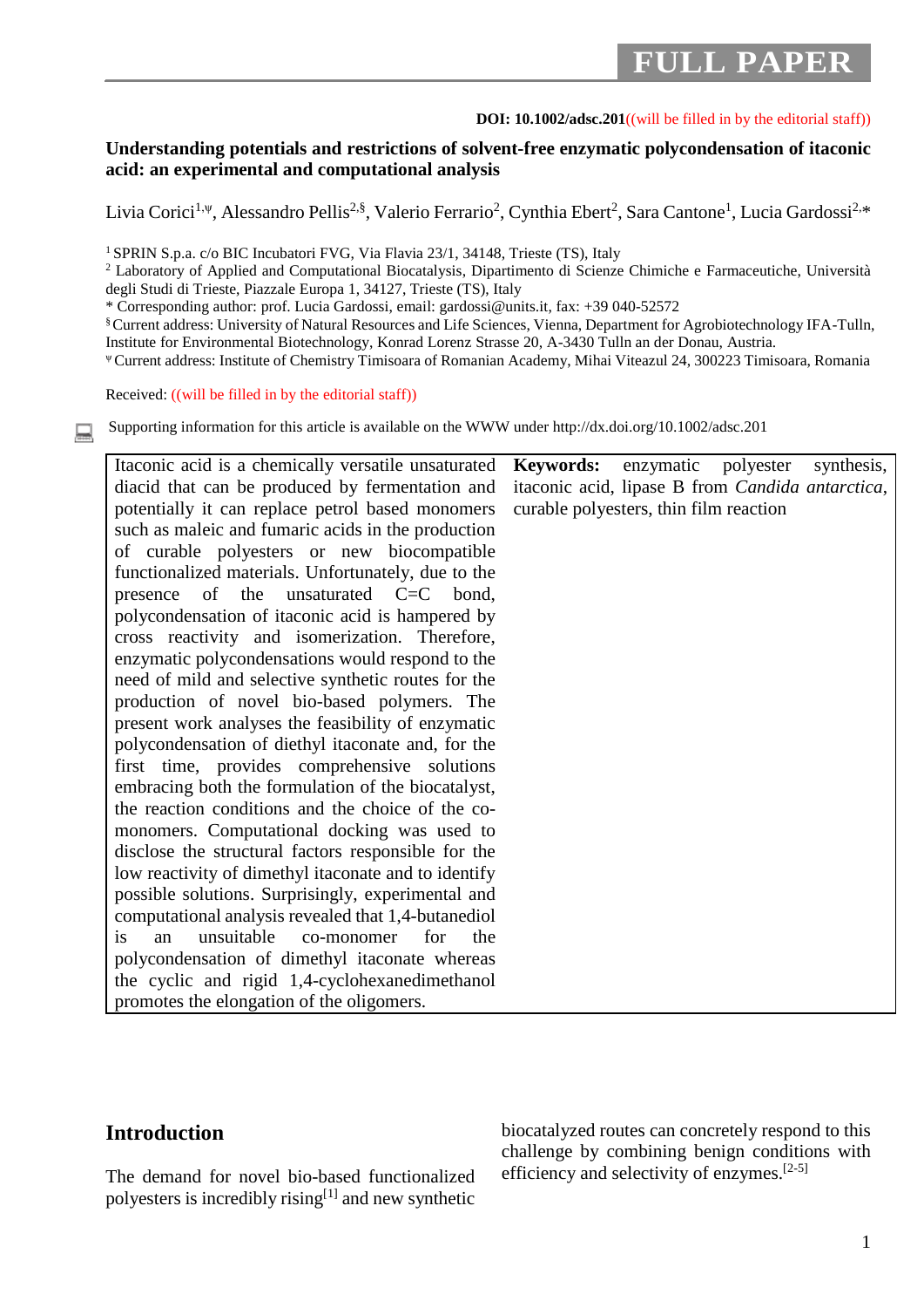FULL PAPER

**DOI: 10.1002/adsc.201**((will be filled in by the editorial staff))

# Understanding potentials and restrictions of solvent-free enzymatic polycondensation of itaconic acid: an experimental and computational analysis

Livia Corici[1,ψ], Alessandro Pellis[2,§], Valerio Ferrario[2], Cynthia Ebert[2], Sara Cantone[1], Lucia Gardossi[2,*]

[1] SPRIN S.p.a. c/o BIC Incubatori FVG, Via Flavia 23/1, 34148, Trieste (TS), Italy
[2] Laboratory of Applied and Computational Biocatalysis, Dipartimento di Scienze Chimiche e Farmaceutiche, Università degli Studi di Trieste, Piazzale Europa 1, 34127, Trieste (TS), Italy
* Corresponding author: prof. Lucia Gardossi, email: gardossi@units.it, fax: +39 040-52572
[§] Current address: University of Natural Resources and Life Sciences, Vienna, Department for Agrobiotechnology IFA-Tulln, Institute for Environmental Biotechnology, Konrad Lorenz Strasse 20, A-3430 Tulln an der Donau, Austria.
[ψ] Current address: Institute of Chemistry Timisoara of Romanian Academy, Mihai Viteazul 24, 300223 Timisoara, Romania

Received: ((will be filled in by the editorial staff))

Supporting information for this article is available on the WWW under http://dx.doi.org/10.1002/adsc.201

Itaconic acid is a chemically versatile unsaturated diacid that can be produced by fermentation and potentially it can replace petrol based monomers such as maleic and fumaric acids in the production of curable polyesters or new biocompatible functionalized materials. Unfortunately, due to the presence of the unsaturated C=C bond, polycondensation of itaconic acid is hampered by cross reactivity and isomerization. Therefore, enzymatic polycondensations would respond to the need of mild and selective synthetic routes for the production of novel bio-based polymers. The present work analyses the feasibility of enzymatic polycondensation of diethyl itaconate and, for the first time, provides comprehensive solutions embracing both the formulation of the biocatalyst, the reaction conditions and the choice of the co-monomers. Computational docking was used to disclose the structural factors responsible for the low reactivity of dimethyl itaconate and to identify possible solutions. Surprisingly, experimental and computational analysis revealed that 1,4-butanediol is an unsuitable co-monomer for the polycondensation of dimethyl itaconate whereas the cyclic and rigid 1,4-cyclohexanedimethanol promotes the elongation of the oligomers.

**Keywords:** enzymatic polyester synthesis, itaconic acid, lipase B from *Candida antarctica*, curable polyesters, thin film reaction

## Introduction

The demand for novel bio-based functionalized polyesters is incredibly rising[1] and new synthetic biocatalyzed routes can concretely respond to this challenge by combining benign conditions with efficiency and selectivity of enzymes.[2-5]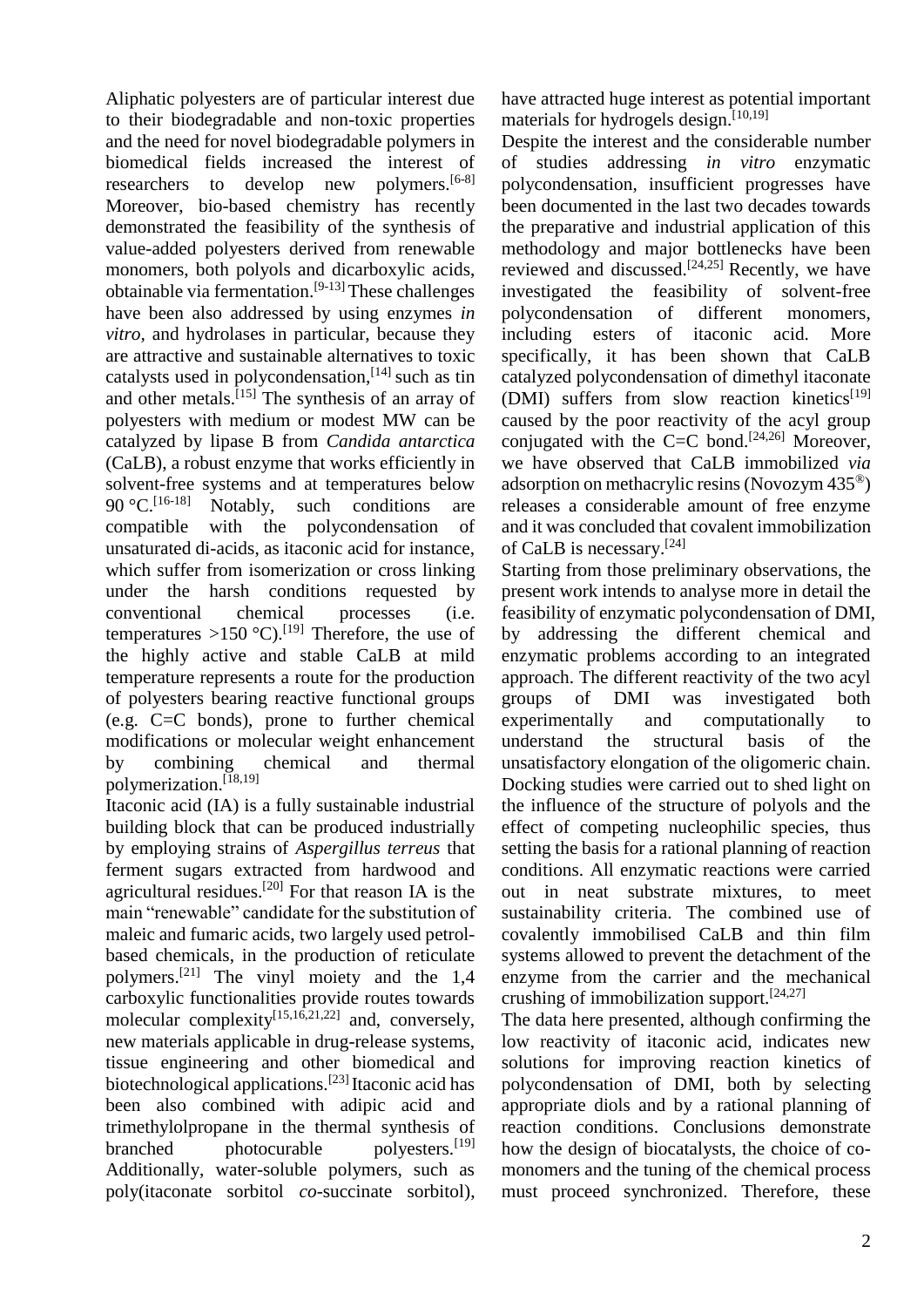Aliphatic polyesters are of particular interest due to their biodegradable and non-toxic properties and the need for novel biodegradable polymers in biomedical fields increased the interest of researchers to develop new polymers.[6-8] Moreover, bio-based chemistry has recently demonstrated the feasibility of the synthesis of value-added polyesters derived from renewable monomers, both polyols and dicarboxylic acids, obtainable via fermentation.[9-13] These challenges have been also addressed by using enzymes *in vitro*, and hydrolases in particular, because they are attractive and sustainable alternatives to toxic catalysts used in polycondensation,[14] such as tin and other metals.[15] The synthesis of an array of polyesters with medium or modest MW can be catalyzed by lipase B from *Candida antarctica* (CaLB), a robust enzyme that works efficiently in solvent-free systems and at temperatures below 90 °C.[16-18] Notably, such conditions are compatible with the polycondensation of unsaturated di-acids, as itaconic acid for instance, which suffer from isomerization or cross linking under the harsh conditions requested by conventional chemical processes (i.e. temperatures >150 °C).[19] Therefore, the use of the highly active and stable CaLB at mild temperature represents a route for the production of polyesters bearing reactive functional groups (e.g. C=C bonds), prone to further chemical modifications or molecular weight enhancement by combining chemical and thermal polymerization.[18,19]

Itaconic acid (IA) is a fully sustainable industrial building block that can be produced industrially by employing strains of *Aspergillus terreus* that ferment sugars extracted from hardwood and agricultural residues.[20] For that reason IA is the main "renewable" candidate for the substitution of maleic and fumaric acids, two largely used petrol-based chemicals, in the production of reticulate polymers.[21] The vinyl moiety and the 1,4 carboxylic functionalities provide routes towards molecular complexity[15,16,21,22] and, conversely, new materials applicable in drug-release systems, tissue engineering and other biomedical and biotechnological applications.[23] Itaconic acid has been also combined with adipic acid and trimethylolpropane in the thermal synthesis of branched photocurable polyesters.[19] Additionally, water-soluble polymers, such as poly(itaconate sorbitol *co*-succinate sorbitol), have attracted huge interest as potential important materials for hydrogels design.[10,19]

Despite the interest and the considerable number of studies addressing *in vitro* enzymatic polycondensation, insufficient progresses have been documented in the last two decades towards the preparative and industrial application of this methodology and major bottlenecks have been reviewed and discussed.[24,25] Recently, we have investigated the feasibility of solvent-free polycondensation of different monomers, including esters of itaconic acid. More specifically, it has been shown that CaLB catalyzed polycondensation of dimethyl itaconate (DMI) suffers from slow reaction kinetics[19] caused by the poor reactivity of the acyl group conjugated with the C=C bond.[24,26] Moreover, we have observed that CaLB immobilized *via* adsorption on methacrylic resins (Novozym 435®) releases a considerable amount of free enzyme and it was concluded that covalent immobilization of CaLB is necessary.[24]

Starting from those preliminary observations, the present work intends to analyse more in detail the feasibility of enzymatic polycondensation of DMI, by addressing the different chemical and enzymatic problems according to an integrated approach. The different reactivity of the two acyl groups of DMI was investigated both experimentally and computationally to understand the structural basis of the unsatisfactory elongation of the oligomeric chain. Docking studies were carried out to shed light on the influence of the structure of polyols and the effect of competing nucleophilic species, thus setting the basis for a rational planning of reaction conditions. All enzymatic reactions were carried out in neat substrate mixtures, to meet sustainability criteria. The combined use of covalently immobilised CaLB and thin film systems allowed to prevent the detachment of the enzyme from the carrier and the mechanical crushing of immobilization support.[24,27]

The data here presented, although confirming the low reactivity of itaconic acid, indicates new solutions for improving reaction kinetics of polycondensation of DMI, both by selecting appropriate diols and by a rational planning of reaction conditions. Conclusions demonstrate how the design of biocatalysts, the choice of co-monomers and the tuning of the chemical process must proceed synchronized. Therefore, these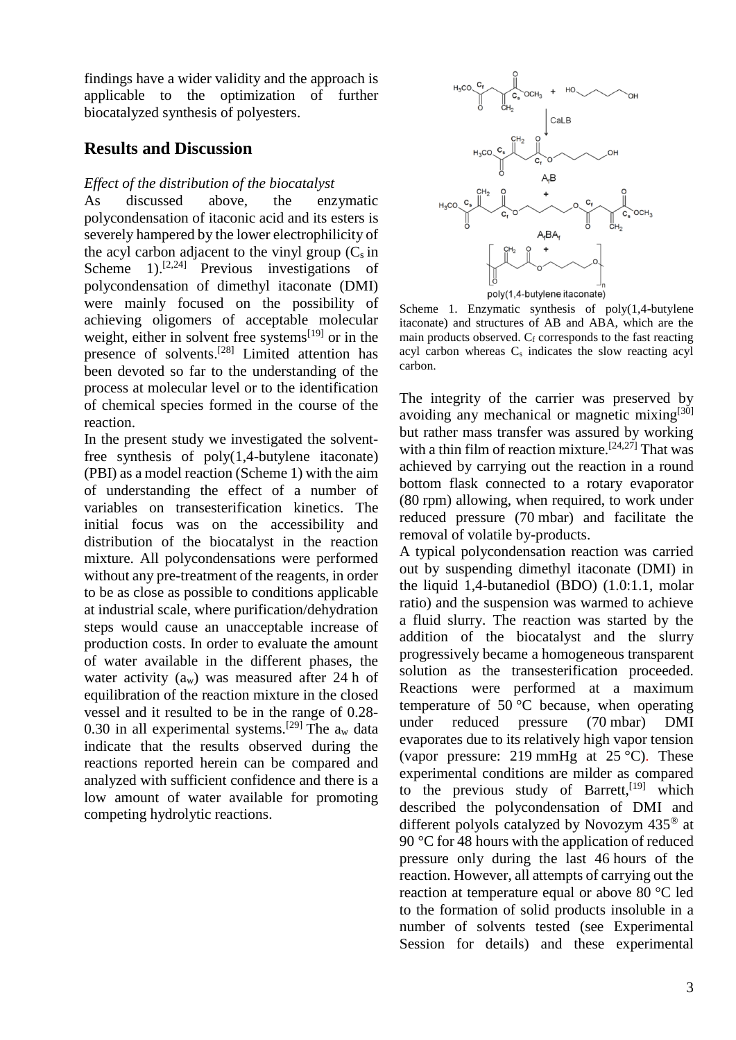findings have a wider validity and the approach is applicable to the optimization of further biocatalyzed synthesis of polyesters.

## Results and Discussion

*Effect of the distribution of the biocatalyst*

As discussed above, the enzymatic polycondensation of itaconic acid and its esters is severely hampered by the lower electrophilicity of the acyl carbon adjacent to the vinyl group ($C_s$ in Scheme 1).[2,24] Previous investigations of polycondensation of dimethyl itaconate (DMI) were mainly focused on the possibility of achieving oligomers of acceptable molecular weight, either in solvent free systems[19] or in the presence of solvents.[28] Limited attention has been devoted so far to the understanding of the process at molecular level or to the identification of chemical species formed in the course of the reaction.

In the present study we investigated the solvent-free synthesis of poly(1,4-butylene itaconate) (PBI) as a model reaction (Scheme 1) with the aim of understanding the effect of a number of variables on transesterification kinetics. The initial focus was on the accessibility and distribution of the biocatalyst in the reaction mixture. All polycondensations were performed without any pre-treatment of the reagents, in order to be as close as possible to conditions applicable at industrial scale, where purification/dehydration steps would cause an unacceptable increase of production costs. In order to evaluate the amount of water available in the different phases, the water activity ($a_w$) was measured after 24 h of equilibration of the reaction mixture in the closed vessel and it resulted to be in the range of 0.28-0.30 in all experimental systems.[29] The $a_w$ data indicate that the results observed during the reactions reported herein can be compared and analyzed with sufficient confidence and there is a low amount of water available for promoting competing hydrolytic reactions.

Scheme 1. Enzymatic synthesis of poly(1,4-butylene itaconate) and structures of AB and ABA, which are the main products observed. $C_f$ corresponds to the fast reacting acyl carbon whereas $C_s$ indicates the slow reacting acyl carbon.

The integrity of the carrier was preserved by avoiding any mechanical or magnetic mixing[30] but rather mass transfer was assured by working with a thin film of reaction mixture.[24,27] That was achieved by carrying out the reaction in a round bottom flask connected to a rotary evaporator (80 rpm) allowing, when required, to work under reduced pressure (70 mbar) and facilitate the removal of volatile by-products.

A typical polycondensation reaction was carried out by suspending dimethyl itaconate (DMI) in the liquid 1,4-butanediol (BDO) (1.0:1.1, molar ratio) and the suspension was warmed to achieve a fluid slurry. The reaction was started by the addition of the biocatalyst and the slurry progressively became a homogeneous transparent solution as the transesterification proceeded. Reactions were performed at a maximum temperature of 50 °C because, when operating under reduced pressure (70 mbar) DMI evaporates due to its relatively high vapor tension (vapor pressure: 219 mmHg at 25 °C). These experimental conditions are milder as compared to the previous study of Barrett,[19] which described the polycondensation of DMI and different polyols catalyzed by Novozym 435® at 90 °C for 48 hours with the application of reduced pressure only during the last 46 hours of the reaction. However, all attempts of carrying out the reaction at temperature equal or above 80 °C led to the formation of solid products insoluble in a number of solvents tested (see Experimental Session for details) and these experimental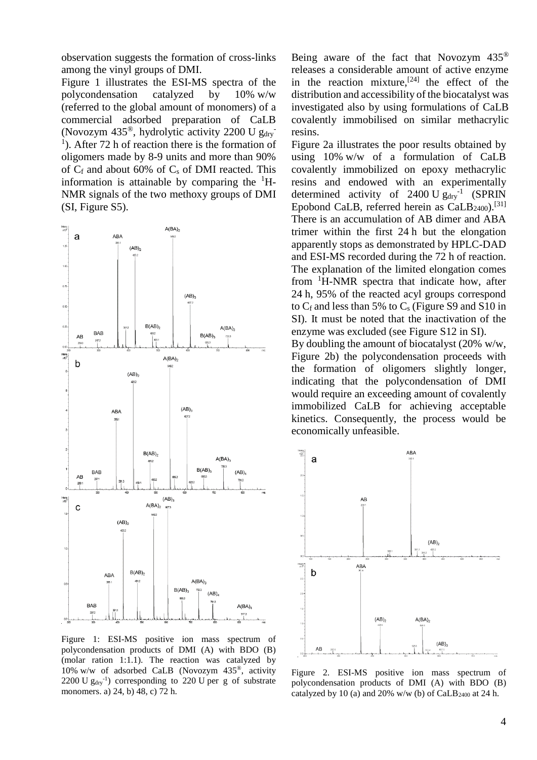observation suggests the formation of cross-links among the vinyl groups of DMI.

Figure 1 illustrates the ESI-MS spectra of the polycondensation catalyzed by 10% w/w (referred to the global amount of monomers) of a commercial adsorbed preparation of CaLB (Novozym 435®, hydrolytic activity 2200 U $g_{dry}^{-1}$). After 72 h of reaction there is the formation of oligomers made by 8-9 units and more than 90% of $C_f$ and about 60% of $C_s$ of DMI reacted. This information is attainable by comparing the $^1$H-NMR signals of the two methoxy groups of DMI (SI, Figure S5).

Figure 1: ESI-MS positive ion mass spectrum of polycondensation products of DMI (A) with BDO (B) (molar ration 1:1.1). The reaction was catalyzed by 10% w/w of adsorbed CaLB (Novozym 435®, activity 2200 U $g_{dry}^{-1}$) corresponding to 220 U per g of substrate monomers. a) 24, b) 48, c) 72 h.

Being aware of the fact that Novozym 435® releases a considerable amount of active enzyme in the reaction mixture,[24] the effect of the distribution and accessibility of the biocatalyst was investigated also by using formulations of CaLB covalently immobilised on similar methacrylic resins.

Figure 2a illustrates the poor results obtained by using 10% w/w of a formulation of CaLB covalently immobilized on epoxy methacrylic resins and endowed with an experimentally determined activity of 2400 U $g_{dry}^{-1}$ (SPRIN Epobond CaLB, referred herein as $CaLB_{2400}$).[31] There is an accumulation of AB dimer and ABA trimer within the first 24 h but the elongation apparently stops as demonstrated by HPLC-DAD and ESI-MS recorded during the 72 h of reaction. The explanation of the limited elongation comes from $^1$H-NMR spectra that indicate how, after 24 h, 95% of the reacted acyl groups correspond to $C_f$ and less than 5% to $C_s$ (Figure S9 and S10 in SI). It must be noted that the inactivation of the enzyme was excluded (see Figure S12 in SI).

By doubling the amount of biocatalyst (20% w/w, Figure 2b) the polycondensation proceeds with the formation of oligomers slightly longer, indicating that the polycondensation of DMI would require an exceeding amount of covalently immobilized CaLB for achieving acceptable kinetics. Consequently, the process would be economically unfeasible.

Figure 2. ESI-MS positive ion mass spectrum of polycondensation products of DMI (A) with BDO (B) catalyzed by 10 (a) and 20% w/w (b) of $CaLB_{2400}$ at 24 h.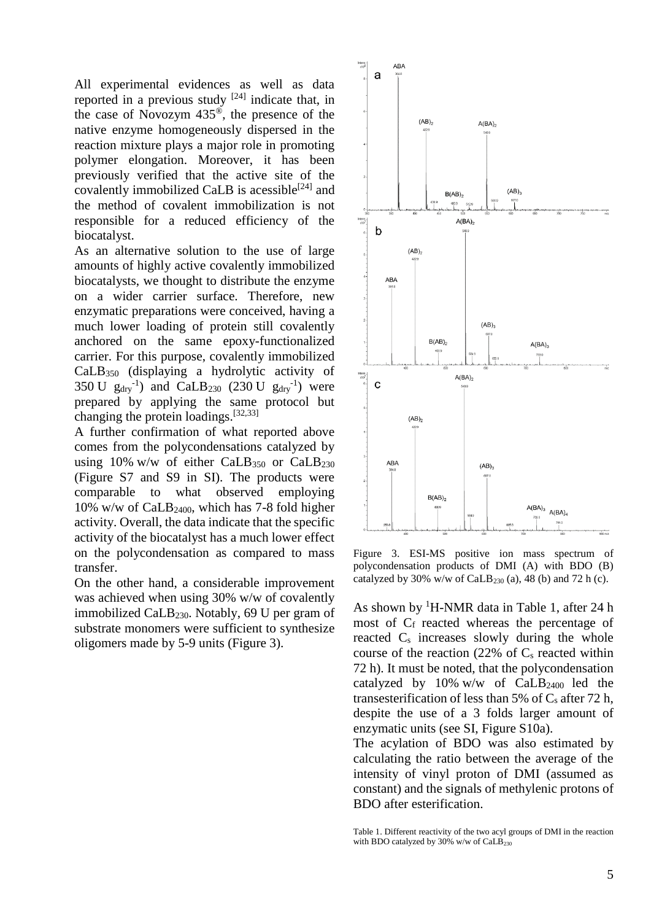All experimental evidences as well as data reported in a previous study [24] indicate that, in the case of Novozym 435®, the presence of the native enzyme homogeneously dispersed in the reaction mixture plays a major role in promoting polymer elongation. Moreover, it has been previously verified that the active site of the covalently immobilized CaLB is acessible[24] and the method of covalent immobilization is not responsible for a reduced efficiency of the biocatalyst.

As an alternative solution to the use of large amounts of highly active covalently immobilized biocatalysts, we thought to distribute the enzyme on a wider carrier surface. Therefore, new enzymatic preparations were conceived, having a much lower loading of protein still covalently anchored on the same epoxy-functionalized carrier. For this purpose, covalently immobilized $CaLB_{350}$ (displaying a hydrolytic activity of 350 U $g_{dry}^{-1}$) and $CaLB_{230}$ (230 U $g_{dry}^{-1}$) were prepared by applying the same protocol but changing the protein loadings.[32,33]

A further confirmation of what reported above comes from the polycondensations catalyzed by using 10% w/w of either $CaLB_{350}$ or $CaLB_{230}$ (Figure S7 and S9 in SI). The products were comparable to what observed employing 10% w/w of $CaLB_{2400}$, which has 7-8 fold higher activity. Overall, the data indicate that the specific activity of the biocatalyst has a much lower effect on the polycondensation as compared to mass transfer.

On the other hand, a considerable improvement was achieved when using 30% w/w of covalently immobilized $CaLB_{230}$. Notably, 69 U per gram of substrate monomers were sufficient to synthesize oligomers made by 5-9 units (Figure 3).

Figure 3. ESI-MS positive ion mass spectrum of polycondensation products of DMI (A) with BDO (B) catalyzed by 30% w/w of $CaLB_{230}$ (a), 48 (b) and 72 h (c).

As shown by $^1$H-NMR data in Table 1, after 24 h most of $C_f$ reacted whereas the percentage of reacted $C_s$ increases slowly during the whole course of the reaction (22% of $C_s$ reacted within 72 h). It must be noted, that the polycondensation catalyzed by 10% w/w of $CaLB_{2400}$ led the transesterification of less than 5% of $C_s$ after 72 h, despite the use of a 3 folds larger amount of enzymatic units (see SI, Figure S10a).

The acylation of BDO was also estimated by calculating the ratio between the average of the intensity of vinyl proton of DMI (assumed as constant) and the signals of methylenic protons of BDO after esterification.

Table 1. Different reactivity of the two acyl groups of DMI in the reaction with BDO catalyzed by 30% w/w of $CaLB_{230}$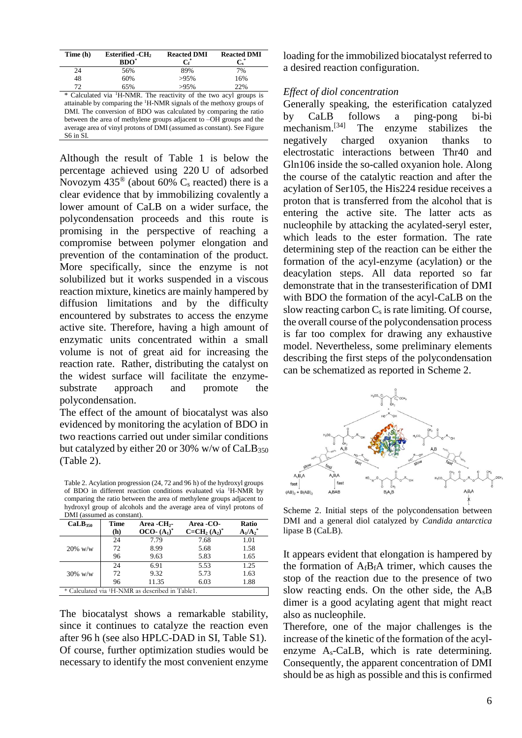| Time (h) | Esterified -$CH_2$ BDO* | Reacted DMI $C_f$* | Reacted DMI $C_s$* |
|---|---|---|---|
| 24 | 56% | 89% | 7% |
| 48 | 60% | >95% | 16% |
| 72 | 65% | >95% | 22% |

\* Calculated via $^1$H-NMR. The reactivity of the two acyl groups is attainable by comparing the $^1$H-NMR signals of the methoxy groups of DMI. The conversion of BDO was calculated by comparing the ratio between the area of methylene groups adjacent to –OH groups and the average area of vinyl protons of DMI (assumed as constant). See Figure S6 in SI.

Although the result of Table 1 is below the percentage achieved using 220 U of adsorbed Novozym 435® (about 60% $C_s$ reacted) there is a clear evidence that by immobilizing covalently a lower amount of CaLB on a wider surface, the polycondensation proceeds and this route is promising in the perspective of reaching a compromise between polymer elongation and prevention of the contamination of the product. More specifically, since the enzyme is not solubilized but it works suspended in a viscous reaction mixture, kinetics are mainly hampered by diffusion limitations and by the difficulty encountered by substrates to access the enzyme active site. Therefore, having a high amount of enzymatic units concentrated within a small volume is not of great aid for increasing the reaction rate. Rather, distributing the catalyst on the widest surface will facilitate the enzyme-substrate approach and promote the polycondensation.

The effect of the amount of biocatalyst was also evidenced by monitoring the acylation of BDO in two reactions carried out under similar conditions but catalyzed by either 20 or 30% w/w of $CaLB_{350}$ (Table 2).

Table 2. Acylation progression (24, 72 and 96 h) of the hydroxyl groups of BDO in different reaction conditions evaluated via $^1$H-NMR by comparing the ratio between the area of methylene groups adjacent to hydroxyl group of alcohols and the average area of vinyl protons of DMI (assumed as constant).

| $CaLB_{350}$ | Time (h) | Area -$CH_2$-OCO- ($A_1$)* | Area -CO-C=$CH_2$ ($A_2$)* | Ratio $A_1/A_2$* |
|---|---|---|---|---|
| 20% w/w | 24 | 7.79 | 7.68 | 1.01 |
| | 72 | 8.99 | 5.68 | 1.58 |
| | 96 | 9.63 | 5.83 | 1.65 |
| 30% w/w | 24 | 6.91 | 5.53 | 1.25 |
| | 72 | 9.32 | 5.73 | 1.63 |
| | 96 | 11.35 | 6.03 | 1.88 |

\* Calculated via $^1$H-NMR as described in Table1.

The biocatalyst shows a remarkable stability, since it continues to catalyze the reaction even after 96 h (see also HPLC-DAD in SI, Table S1). Of course, further optimization studies would be necessary to identify the most convenient enzyme loading for the immobilized biocatalyst referred to a desired reaction configuration.

### *Effect of diol concentration*

Generally speaking, the esterification catalyzed by CaLB follows a ping-pong bi-bi mechanism.[34] The enzyme stabilizes the negatively charged oxyanion thanks to electrostatic interactions between Thr40 and Gln106 inside the so-called oxyanion hole. Along the course of the catalytic reaction and after the acylation of Ser105, the His224 residue receives a proton that is transferred from the alcohol that is entering the active site. The latter acts as nucleophile by attacking the acylated-seryl ester, which leads to the ester formation. The rate determining step of the reaction can be either the formation of the acyl-enzyme (acylation) or the deacylation steps. All data reported so far demonstrate that in the transesterification of DMI with BDO the formation of the acyl-CaLB on the slow reacting carbon $C_s$ is rate limiting. Of course, the overall course of the polycondensation process is far too complex for drawing any exhaustive model. Nevertheless, some preliminary elements describing the first steps of the polycondensation can be schematized as reported in Scheme 2.

Scheme 2. Initial steps of the polycondensation between DMI and a general diol catalyzed by *Candida antarctica* lipase B (CaLB).

It appears evident that elongation is hampered by the formation of $A_fB_fA$ trimer, which causes the stop of the reaction due to the presence of two slow reacting ends. On the other side, the $A_sB$ dimer is a good acylating agent that might react also as nucleophile.

Therefore, one of the major challenges is the increase of the kinetic of the formation of the acyl-enzyme $A_s$-CaLB, which is rate determining. Consequently, the apparent concentration of DMI should be as high as possible and this is confirmed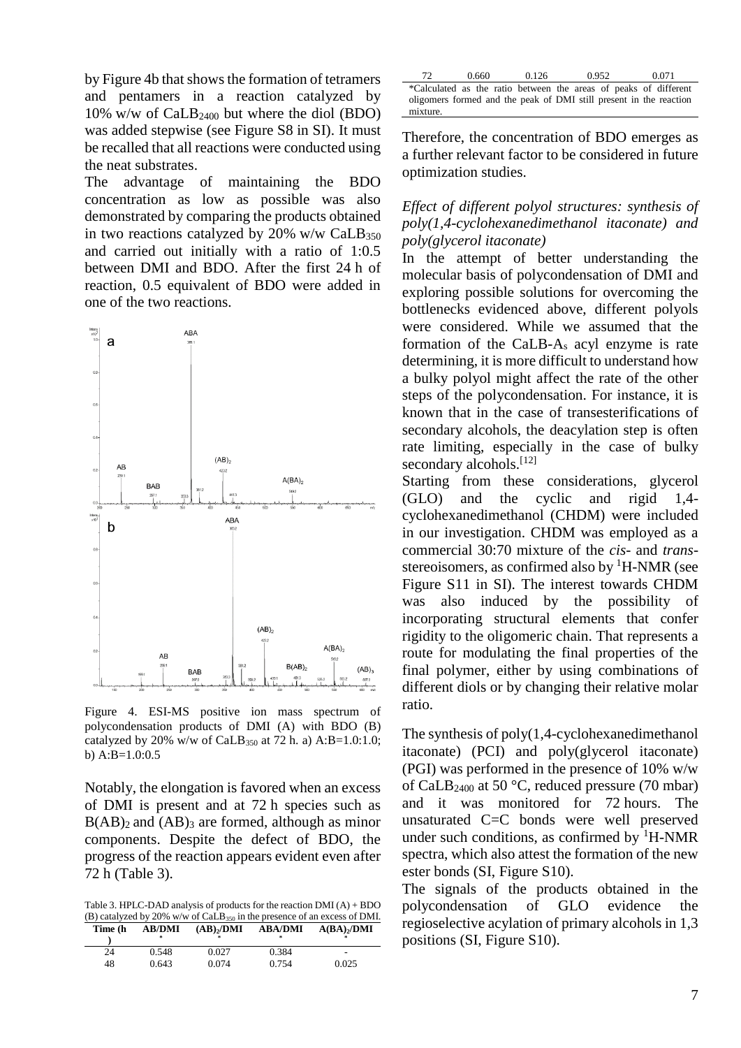by Figure 4b that shows the formation of tetramers and pentamers in a reaction catalyzed by 10% w/w of $CaLB_{2400}$ but where the diol (BDO) was added stepwise (see Figure S8 in SI). It must be recalled that all reactions were conducted using the neat substrates.

The advantage of maintaining the BDO concentration as low as possible was also demonstrated by comparing the products obtained in two reactions catalyzed by 20% w/w $CaLB_{350}$ and carried out initially with a ratio of 1:0.5 between DMI and BDO. After the first 24 h of reaction, 0.5 equivalent of BDO were added in one of the two reactions.

Figure 4. ESI-MS positive ion mass spectrum of polycondensation products of DMI (A) with BDO (B) catalyzed by 20% w/w of $CaLB_{350}$ at 72 h. a) A:B=1.0:1.0; b) A:B=1.0:0.5

Notably, the elongation is favored when an excess of DMI is present and at 72 h species such as $B(AB)_2$ and $(AB)_3$ are formed, although as minor components. Despite the defect of BDO, the progress of the reaction appears evident even after 72 h (Table 3).

Table 3. HPLC-DAD analysis of products for the reaction DMI (A) + BDO (B) catalyzed by 20% w/w of $CaLB_{350}$ in the presence of an excess of DMI.

| Time (h) | AB/DMI* | $(AB)_2$/DMI* | ABA/DMI* | $A(BA)_2$/DMI* |
|---|---|---|---|---|
| 24 | 0.548 | 0.027 | 0.384 | - |
| 48 | 0.643 | 0.074 | 0.754 | 0.025 |
| 72 | 0.660 | 0.126 | 0.952 | 0.071 |

*Calculated as the ratio between the areas of peaks of different oligomers formed and the peak of DMI still present in the reaction mixture.

Therefore, the concentration of BDO emerges as a further relevant factor to be considered in future optimization studies.

### *Effect of different polyol structures: synthesis of poly(1,4-cyclohexanedimethanol itaconate) and poly(glycerol itaconate)*

In the attempt of better understanding the molecular basis of polycondensation of DMI and exploring possible solutions for overcoming the bottlenecks evidenced above, different polyols were considered. While we assumed that the formation of the CaLB-$A_s$ acyl enzyme is rate determining, it is more difficult to understand how a bulky polyol might affect the rate of the other steps of the polycondensation. For instance, it is known that in the case of transesterifications of secondary alcohols, the deacylation step is often rate limiting, especially in the case of bulky secondary alcohols.[12]

Starting from these considerations, glycerol (GLO) and the cyclic and rigid 1,4-cyclohexanedimethanol (CHDM) were included in our investigation. CHDM was employed as a commercial 30:70 mixture of the *cis*- and *trans*-stereoisomers, as confirmed also by $^1$H-NMR (see Figure S11 in SI). The interest towards CHDM was also induced by the possibility of incorporating structural elements that confer rigidity to the oligomeric chain. That represents a route for modulating the final properties of the final polymer, either by using combinations of different diols or by changing their relative molar ratio.

The synthesis of poly(1,4-cyclohexanedimethanol itaconate) (PCI) and poly(glycerol itaconate) (PGI) was performed in the presence of 10% w/w of $CaLB_{2400}$ at 50 °C, reduced pressure (70 mbar) and it was monitored for 72 hours. The unsaturated C=C bonds were well preserved under such conditions, as confirmed by $^1$H-NMR spectra, which also attest the formation of the new ester bonds (SI, Figure S10).

The signals of the products obtained in the polycondensation of GLO evidence the regioselective acylation of primary alcohols in 1,3 positions (SI, Figure S10).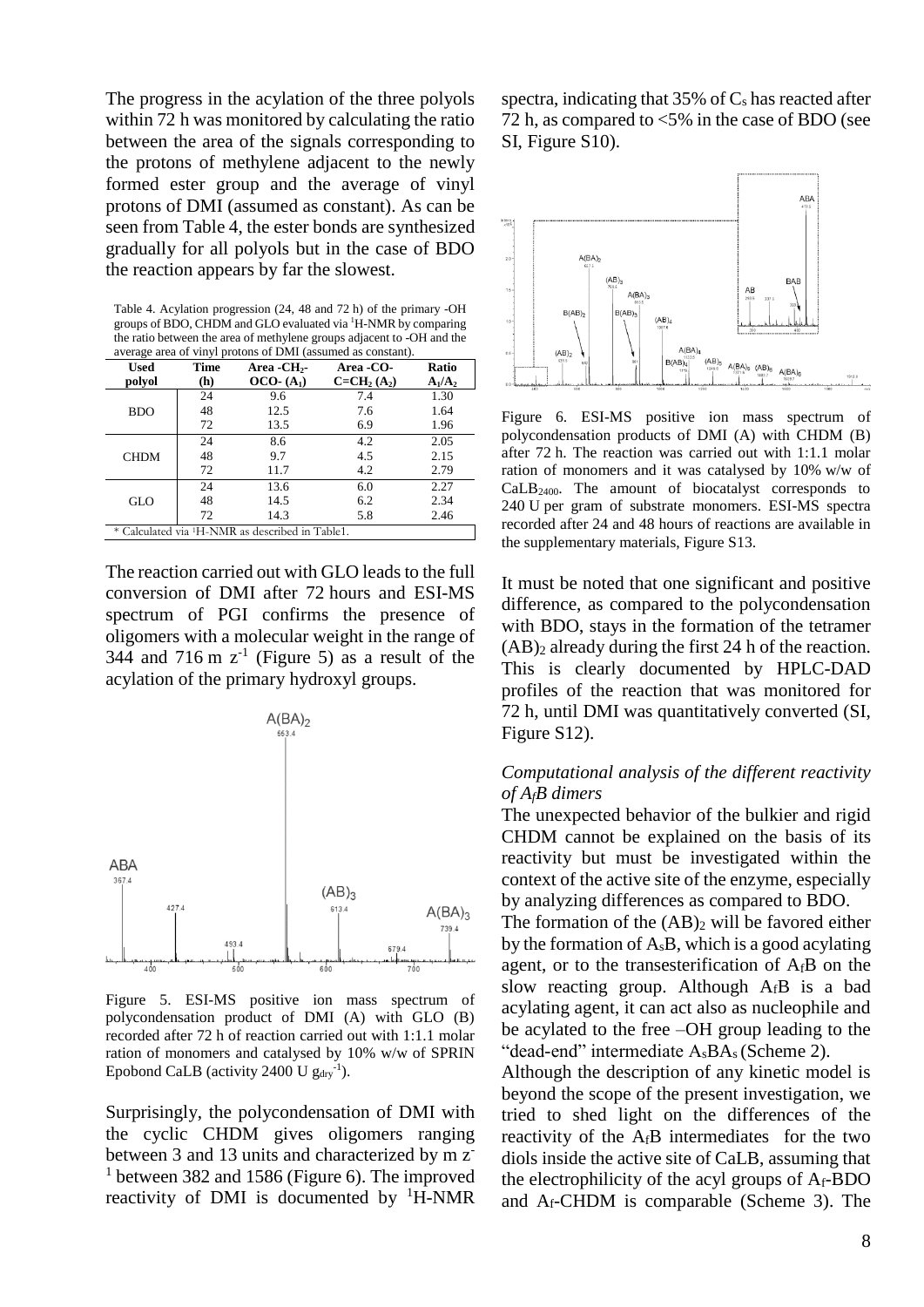The progress in the acylation of the three polyols within 72 h was monitored by calculating the ratio between the area of the signals corresponding to the protons of methylene adjacent to the newly formed ester group and the average of vinyl protons of DMI (assumed as constant). As can be seen from Table 4, the ester bonds are synthesized gradually for all polyols but in the case of BDO the reaction appears by far the slowest.

Table 4. Acylation progression (24, 48 and 72 h) of the primary -OH groups of BDO, CHDM and GLO evaluated via $^1$H-NMR by comparing the ratio between the area of methylene groups adjacent to -OH and the average area of vinyl protons of DMI (assumed as constant).

| Used polyol | Time (h) | Area -$CH_2$-OCO- ($A_1$) | Area -CO-C=$CH_2$ ($A_2$) | Ratio $A_1/A_2$ |
|---|---|---|---|---|
| BDO | 24 | 9.6 | 7.4 | 1.30 |
| | 48 | 12.5 | 7.6 | 1.64 |
| | 72 | 13.5 | 6.9 | 1.96 |
| CHDM | 24 | 8.6 | 4.2 | 2.05 |
| | 48 | 9.7 | 4.5 | 2.15 |
| | 72 | 11.7 | 4.2 | 2.79 |
| GLO | 24 | 13.6 | 6.0 | 2.27 |
| | 48 | 14.5 | 6.2 | 2.34 |
| | 72 | 14.3 | 5.8 | 2.46 |

* Calculated via $^1$H-NMR as described in Table1.

The reaction carried out with GLO leads to the full conversion of DMI after 72 hours and ESI-MS spectrum of PGI confirms the presence of oligomers with a molecular weight in the range of 344 and 716 m $z^{-1}$ (Figure 5) as a result of the acylation of the primary hydroxyl groups.

Figure 5. ESI-MS positive ion mass spectrum of polycondensation product of DMI (A) with GLO (B) recorded after 72 h of reaction carried out with 1:1.1 molar ration of monomers and catalysed by 10% w/w of SPRIN Epobond CaLB (activity 2400 U $g_{dry}^{-1}$).

Surprisingly, the polycondensation of DMI with the cyclic CHDM gives oligomers ranging between 3 and 13 units and characterized by m $z^{-1}$ between 382 and 1586 (Figure 6). The improved reactivity of DMI is documented by $^1$H-NMR spectra, indicating that 35% of $C_s$ has reacted after 72 h, as compared to <5% in the case of BDO (see SI, Figure S10).

Figure 6. ESI-MS positive ion mass spectrum of polycondensation products of DMI (A) with CHDM (B) after 72 h. The reaction was carried out with 1:1.1 molar ration of monomers and it was catalysed by 10% w/w of $CaLB_{2400}$. The amount of biocatalyst corresponds to 240 U per gram of substrate monomers. ESI-MS spectra recorded after 24 and 48 hours of reactions are available in the supplementary materials, Figure S13.

It must be noted that one significant and positive difference, as compared to the polycondensation with BDO, stays in the formation of the tetramer $(AB)_2$ already during the first 24 h of the reaction. This is clearly documented by HPLC-DAD profiles of the reaction that was monitored for 72 h, until DMI was quantitatively converted (SI, Figure S12).

### *Computational analysis of the different reactivity of $A_fB$ dimers*

The unexpected behavior of the bulkier and rigid CHDM cannot be explained on the basis of its reactivity but must be investigated within the context of the active site of the enzyme, especially by analyzing differences as compared to BDO.

The formation of the $(AB)_2$ will be favored either by the formation of $A_sB$, which is a good acylating agent, or to the transesterification of $A_fB$ on the slow reacting group. Although $A_fB$ is a bad acylating agent, it can act also as nucleophile and be acylated to the free –OH group leading to the "dead-end" intermediate $A_sBA_s$ (Scheme 2).

Although the description of any kinetic model is beyond the scope of the present investigation, we tried to shed light on the differences of the reactivity of the $A_fB$ intermediates for the two diols inside the active site of CaLB, assuming that the electrophilicity of the acyl groups of $A_f$-BDO and $A_f$-CHDM is comparable (Scheme 3). The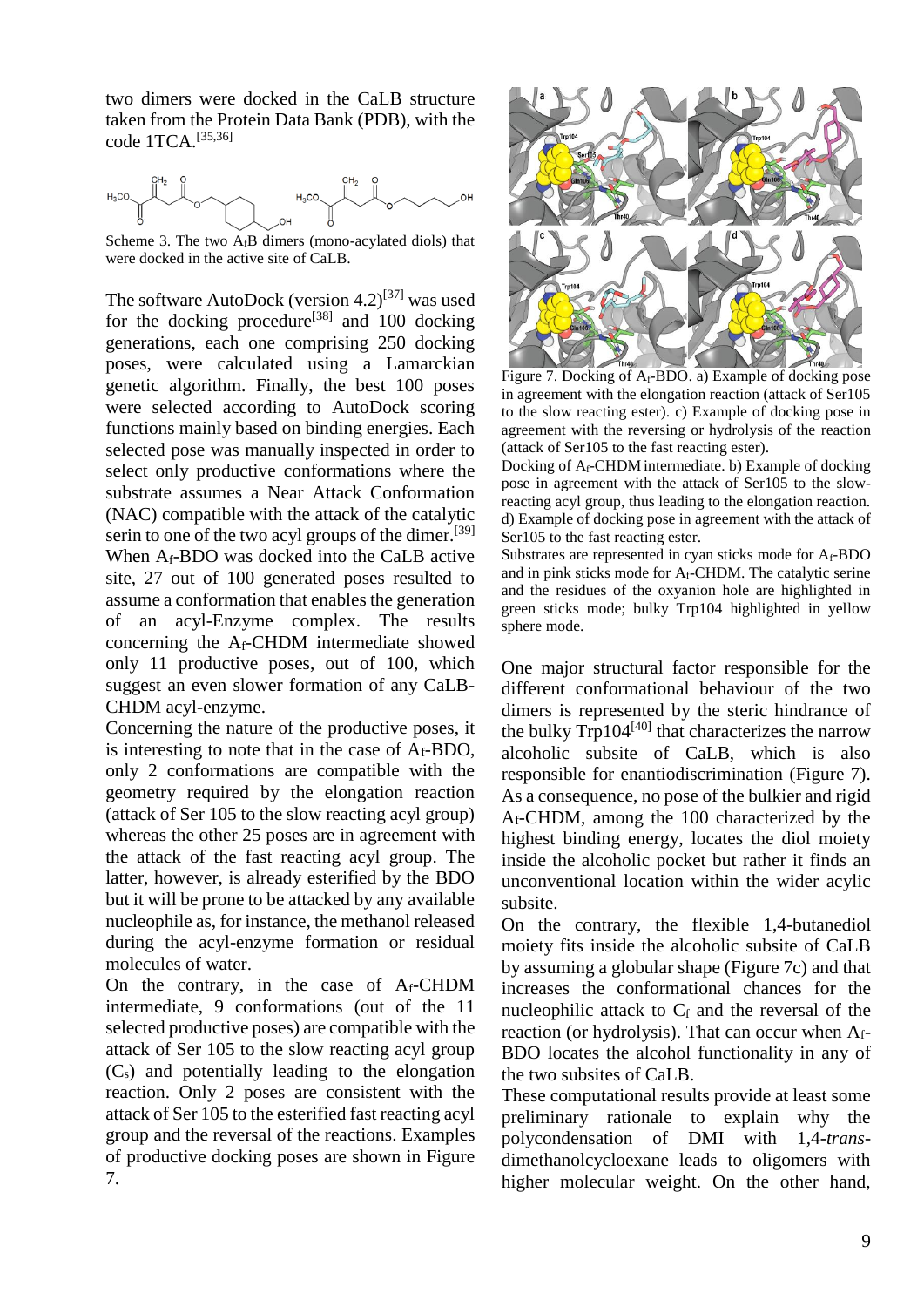two dimers were docked in the CaLB structure taken from the Protein Data Bank (PDB), with the code 1TCA.[35,36]

Scheme 3. The two $A_fB$ dimers (mono-acylated diols) that were docked in the active site of CaLB.

The software AutoDock (version 4.2)[37] was used for the docking procedure[38] and 100 docking generations, each one comprising 250 docking poses, were calculated using a Lamarckian genetic algorithm. Finally, the best 100 poses were selected according to AutoDock scoring functions mainly based on binding energies. Each selected pose was manually inspected in order to select only productive conformations where the substrate assumes a Near Attack Conformation (NAC) compatible with the attack of the catalytic serin to one of the two acyl groups of the dimer.[39] When $A_f$-BDO was docked into the CaLB active site, 27 out of 100 generated poses resulted to assume a conformation that enables the generation of an acyl-Enzyme complex. The results concerning the $A_f$-CHDM intermediate showed only 11 productive poses, out of 100, which suggest an even slower formation of any CaLB-CHDM acyl-enzyme.

Concerning the nature of the productive poses, it is interesting to note that in the case of $A_f$-BDO, only 2 conformations are compatible with the geometry required by the elongation reaction (attack of Ser 105 to the slow reacting acyl group) whereas the other 25 poses are in agreement with the attack of the fast reacting acyl group. The latter, however, is already esterified by the BDO but it will be prone to be attacked by any available nucleophile as, for instance, the methanol released during the acyl-enzyme formation or residual molecules of water.

On the contrary, in the case of $A_f$-CHDM intermediate, 9 conformations (out of the 11 selected productive poses) are compatible with the attack of Ser 105 to the slow reacting acyl group ($C_s$) and potentially leading to the elongation reaction. Only 2 poses are consistent with the attack of Ser 105 to the esterified fast reacting acyl group and the reversal of the reactions. Examples of productive docking poses are shown in Figure 7.

Figure 7. Docking of $A_f$-BDO. a) Example of docking pose in agreement with the elongation reaction (attack of Ser105 to the slow reacting ester). c) Example of docking pose in agreement with the reversing or hydrolysis of the reaction (attack of Ser105 to the fast reacting ester).
Docking of $A_f$-CHDM intermediate. b) Example of docking pose in agreement with the attack of Ser105 to the slow-reacting acyl group, thus leading to the elongation reaction. d) Example of docking pose in agreement with the attack of Ser105 to the fast reacting ester.
Substrates are represented in cyan sticks mode for $A_f$-BDO and in pink sticks mode for $A_f$-CHDM. The catalytic serine and the residues of the oxyanion hole are highlighted in green sticks mode; bulky Trp104 highlighted in yellow sphere mode.

One major structural factor responsible for the different conformational behaviour of the two dimers is represented by the steric hindrance of the bulky Trp104[40] that characterizes the narrow alcoholic subsite of CaLB, which is also responsible for enantiodiscrimination (Figure 7). As a consequence, no pose of the bulkier and rigid $A_f$-CHDM, among the 100 characterized by the highest binding energy, locates the diol moiety inside the alcoholic pocket but rather it finds an unconventional location within the wider acylic subsite.

On the contrary, the flexible 1,4-butanediol moiety fits inside the alcoholic subsite of CaLB by assuming a globular shape (Figure 7c) and that increases the conformational chances for the nucleophilic attack to $C_f$ and the reversal of the reaction (or hydrolysis). That can occur when $A_f$-BDO locates the alcohol functionality in any of the two subsites of CaLB.

These computational results provide at least some preliminary rationale to explain why the polycondensation of DMI with 1,4-*trans*-dimethanolcycloexane leads to oligomers with higher molecular weight. On the other hand,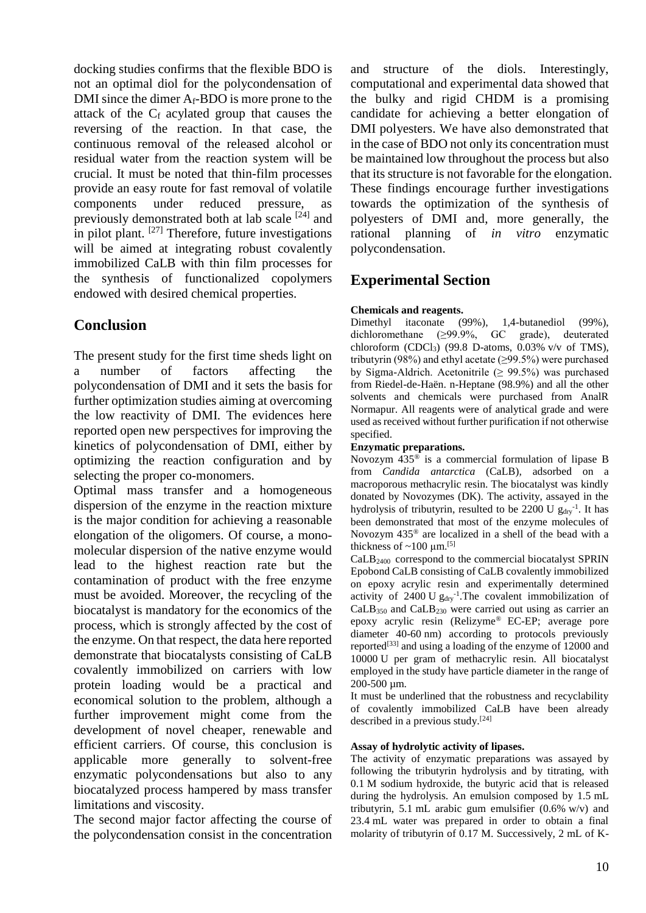docking studies confirms that the flexible BDO is not an optimal diol for the polycondensation of DMI since the dimer $A_f$-BDO is more prone to the attack of the $C_f$ acylated group that causes the reversing of the reaction. In that case, the continuous removal of the released alcohol or residual water from the reaction system will be crucial. It must be noted that thin-film processes provide an easy route for fast removal of volatile components under reduced pressure, as previously demonstrated both at lab scale [24] and in pilot plant. [27] Therefore, future investigations will be aimed at integrating robust covalently immobilized CaLB with thin film processes for the synthesis of functionalized copolymers endowed with desired chemical properties.

## Conclusion

The present study for the first time sheds light on a number of factors affecting the polycondensation of DMI and it sets the basis for further optimization studies aiming at overcoming the low reactivity of DMI. The evidences here reported open new perspectives for improving the kinetics of polycondensation of DMI, either by optimizing the reaction configuration and by selecting the proper co-monomers.

Optimal mass transfer and a homogeneous dispersion of the enzyme in the reaction mixture is the major condition for achieving a reasonable elongation of the oligomers. Of course, a mono-molecular dispersion of the native enzyme would lead to the highest reaction rate but the contamination of product with the free enzyme must be avoided. Moreover, the recycling of the biocatalyst is mandatory for the economics of the process, which is strongly affected by the cost of the enzyme. On that respect, the data here reported demonstrate that biocatalysts consisting of CaLB covalently immobilized on carriers with low protein loading would be a practical and economical solution to the problem, although a further improvement might come from the development of novel cheaper, renewable and efficient carriers. Of course, this conclusion is applicable more generally to solvent-free enzymatic polycondensations but also to any biocatalyzed process hampered by mass transfer limitations and viscosity.

The second major factor affecting the course of the polycondensation consist in the concentration and structure of the diols. Interestingly, computational and experimental data showed that the bulky and rigid CHDM is a promising candidate for achieving a better elongation of DMI polyesters. We have also demonstrated that in the case of BDO not only its concentration must be maintained low throughout the process but also that its structure is not favorable for the elongation. These findings encourage further investigations towards the optimization of the synthesis of polyesters of DMI and, more generally, the rational planning of *in vitro* enzymatic polycondensation.

## Experimental Section

**Chemicals and reagents.**
Dimethyl itaconate (99%), 1,4-butanediol (99%), dichloromethane (≥99.9%, GC grade), deuterated chloroform ($CDCl_3$) (99.8 D-atoms, 0.03% v/v of TMS), tributyrin (98%) and ethyl acetate (≥99.5%) were purchased by Sigma-Aldrich. Acetonitrile (≥ 99.5%) was purchased from Riedel-de-Haën. n-Heptane (98.9%) and all the other solvents and chemicals were purchased from AnalR Normapur. All reagents were of analytical grade and were used as received without further purification if not otherwise specified.

**Enzymatic preparations.**
Novozym 435® is a commercial formulation of lipase B from *Candida antarctica* (CaLB), adsorbed on a macroporous methacrylic resin. The biocatalyst was kindly donated by Novozymes (DK). The activity, assayed in the hydrolysis of tributyrin, resulted to be 2200 U $g_{dry}^{-1}$. It has been demonstrated that most of the enzyme molecules of Novozym 435® are localized in a shell of the bead with a thickness of ~100 μm.[5]

$CaLB_{2400}$ correspond to the commercial biocatalyst SPRIN Epobond CaLB consisting of CaLB covalently immobilized on epoxy acrylic resin and experimentally determined activity of 2400 U $g_{dry}^{-1}$.The covalent immobilization of $CaLB_{350}$ and $CaLB_{230}$ were carried out using as carrier an epoxy acrylic resin (Relizyme® EC-EP; average pore diameter 40-60 nm) according to protocols previously reported[33] and using a loading of the enzyme of 12000 and 10000 U per gram of methacrylic resin. All biocatalyst employed in the study have particle diameter in the range of 200-500 μm.

It must be underlined that the robustness and recyclability of covalently immobilized CaLB have been already described in a previous study.[24]

**Assay of hydrolytic activity of lipases.**
The activity of enzymatic preparations was assayed by following the tributyrin hydrolysis and by titrating, with 0.1 M sodium hydroxide, the butyric acid that is released during the hydrolysis. An emulsion composed by 1.5 mL tributyrin, 5.1 mL arabic gum emulsifier (0.6% w/v) and 23.4 mL water was prepared in order to obtain a final molarity of tributyrin of 0.17 M. Successively, 2 mL of K-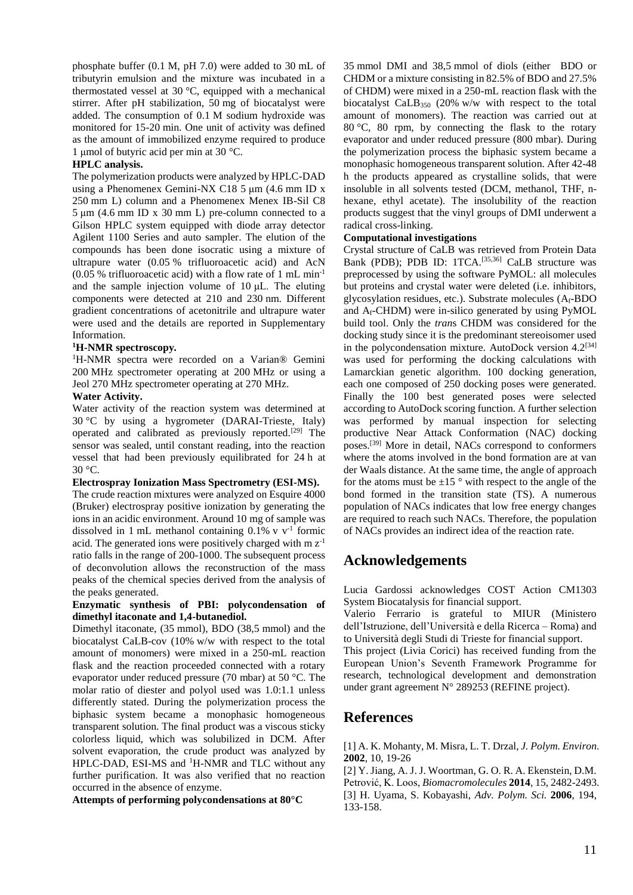phosphate buffer (0.1 M, pH 7.0) were added to 30 mL of tributyrin emulsion and the mixture was incubated in a thermostated vessel at 30 °C, equipped with a mechanical stirrer. After pH stabilization, 50 mg of biocatalyst were added. The consumption of 0.1 M sodium hydroxide was monitored for 15-20 min. One unit of activity was defined as the amount of immobilized enzyme required to produce 1 μmol of butyric acid per min at 30 °C.

**HPLC analysis.**

The polymerization products were analyzed by HPLC-DAD using a Phenomenex Gemini-NX C18 5 μm (4.6 mm ID x 250 mm L) column and a Phenomenex Menex IB-Sil C8 5 μm (4.6 mm ID x 30 mm L) pre-column connected to a Gilson HPLC system equipped with diode array detector Agilent 1100 Series and auto sampler. The elution of the compounds has been done isocratic using a mixture of ultrapure water (0.05 % trifluoroacetic acid) and AcN (0.05 % trifluoroacetic acid) with a flow rate of 1 mL $min^{-1}$ and the sample injection volume of 10 μL. The eluting components were detected at 210 and 230 nm. Different gradient concentrations of acetonitrile and ultrapure water were used and the details are reported in Supplementary Information.

**$^1$H-NMR spectroscopy.**

$^1$H-NMR spectra were recorded on a Varian® Gemini 200 MHz spectrometer operating at 200 MHz or using a Jeol 270 MHz spectrometer operating at 270 MHz.

**Water Activity.**

Water activity of the reaction system was determined at 30 °C by using a hygrometer (DARAI-Trieste, Italy) operated and calibrated as previously reported.[29] The sensor was sealed, until constant reading, into the reaction vessel that had been previously equilibrated for 24 h at 30 °C.

**Electrospray Ionization Mass Spectrometry (ESI-MS).**

The crude reaction mixtures were analyzed on Esquire 4000 (Bruker) electrospray positive ionization by generating the ions in an acidic environment. Around 10 mg of sample was dissolved in 1 mL methanol containing 0.1% v $v^{-1}$ formic acid. The generated ions were positively charged with m $z^{-1}$ ratio falls in the range of 200-1000. The subsequent process of deconvolution allows the reconstruction of the mass peaks of the chemical species derived from the analysis of the peaks generated.

**Enzymatic synthesis of PBI: polycondensation of dimethyl itaconate and 1,4-butanediol.**

Dimethyl itaconate, (35 mmol), BDO (38,5 mmol) and the biocatalyst CaLB-cov (10% w/w with respect to the total amount of monomers) were mixed in a 250-mL reaction flask and the reaction proceeded connected with a rotary evaporator under reduced pressure (70 mbar) at 50 °C. The molar ratio of diester and polyol used was 1.0:1.1 unless differently stated. During the polymerization process the biphasic system became a monophasic homogeneous transparent solution. The final product was a viscous sticky colorless liquid, which was solubilized in DCM. After solvent evaporation, the crude product was analyzed by HPLC-DAD, ESI-MS and $^1$H-NMR and TLC without any further purification. It was also verified that no reaction occurred in the absence of enzyme.

**Attempts of performing polycondensations at 80°C**

35 mmol DMI and 38,5 mmol of diols (either BDO or CHDM or a mixture consisting in 82.5% of BDO and 27.5% of CHDM) were mixed in a 250-mL reaction flask with the biocatalyst $CaLB_{350}$ (20% w/w with respect to the total amount of monomers). The reaction was carried out at 80 °C, 80 rpm, by connecting the flask to the rotary evaporator and under reduced pressure (800 mbar). During the polymerization process the biphasic system became a monophasic homogeneous transparent solution. After 42-48 h the products appeared as crystalline solids, that were insoluble in all solvents tested (DCM, methanol, THF, n-hexane, ethyl acetate). The insolubility of the reaction products suggest that the vinyl groups of DMI underwent a radical cross-linking.

**Computational investigations**

Crystal structure of CaLB was retrieved from Protein Data Bank (PDB); PDB ID: 1TCA.[35,36] CaLB structure was preprocessed by using the software PyMOL: all molecules but proteins and crystal water were deleted (i.e. inhibitors, glycosylation residues, etc.). Substrate molecules ($A_f$-BDO and $A_f$-CHDM) were in-silico generated by using PyMOL build tool. Only the *trans* CHDM was considered for the docking study since it is the predominant stereoisomer used in the polycondensation mixture. AutoDock version 4.2[34] was used for performing the docking calculations with Lamarckian genetic algorithm. 100 docking generation, each one composed of 250 docking poses were generated. Finally the 100 best generated poses were selected according to AutoDock scoring function. A further selection was performed by manual inspection for selecting productive Near Attack Conformation (NAC) docking poses.[39] More in detail, NACs correspond to conformers where the atoms involved in the bond formation are at van der Waals distance. At the same time, the angle of approach for the atoms must be ±15 ° with respect to the angle of the bond formed in the transition state (TS). A numerous population of NACs indicates that low free energy changes are required to reach such NACs. Therefore, the population of NACs provides an indirect idea of the reaction rate.

## Acknowledgements

Lucia Gardossi acknowledges COST Action CM1303 System Biocatalysis for financial support.

Valerio Ferrario is grateful to MIUR (Ministero dell'Istruzione, dell'Università e della Ricerca – Roma) and to Università degli Studi di Trieste for financial support.

This project (Livia Corici) has received funding from the European Union's Seventh Framework Programme for research, technological development and demonstration under grant agreement N° 289253 (REFINE project).

## References

[1] A. K. Mohanty, M. Misra, L. T. Drzal, *J. Polym. Environ.* **2002**, 10, 19-26

[2] Y. Jiang, A. J. J. Woortman, G. O. R. A. Ekenstein, D.M. Petrović, K. Loos, *Biomacromolecules* **2014**, 15, 2482-2493.

[3] H. Uyama, S. Kobayashi, *Adv. Polym. Sci.* **2006**, 194, 133-158.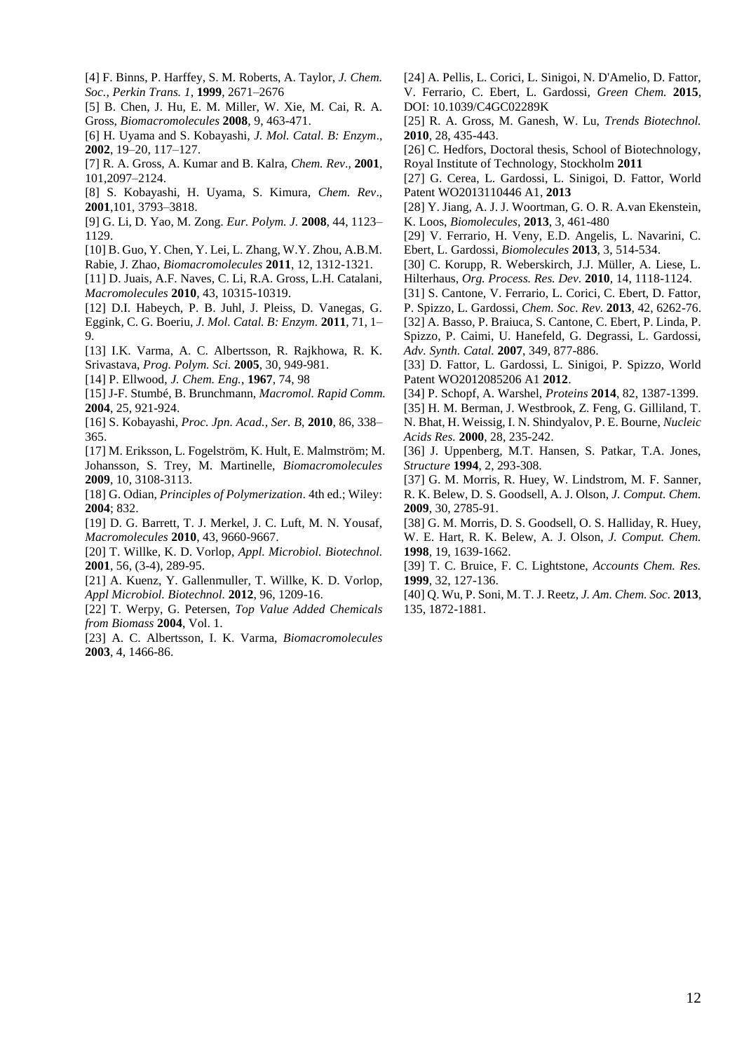[4] F. Binns, P. Harffey, S. M. Roberts, A. Taylor, *J. Chem. Soc., Perkin Trans. 1*, **1999**, 2671–2676

[5] B. Chen, J. Hu, E. M. Miller, W. Xie, M. Cai, R. A. Gross, *Biomacromolecules* **2008**, 9, 463-471.

[6] H. Uyama and S. Kobayashi, *J. Mol. Catal. B: Enzym*., **2002**, 19–20, 117–127.

[7] R. A. Gross, A. Kumar and B. Kalra, *Chem. Rev*., **2001**, 101,2097–2124.

[8] S. Kobayashi, H. Uyama, S. Kimura, *Chem. Rev*., **2001**,101, 3793–3818.

[9] G. Li, D. Yao, M. Zong. *Eur. Polym. J.* **2008**, 44, 1123–1129.

[10] B. Guo, Y. Chen, Y. Lei, L. Zhang, W.Y. Zhou, A.B.M. Rabie, J. Zhao, *Biomacromolecules* **2011**, 12, 1312-1321.

[11] D. Juais, A.F. Naves, C. Li, R.A. Gross, L.H. Catalani, *Macromolecules* **2010**, 43, 10315-10319.

[12] D.I. Habeych, P. B. Juhl, J. Pleiss, D. Vanegas, G. Eggink, C. G. Boeriu, *J. Mol. Catal. B: Enzym.* **2011**, 71, 1–9.

[13] I.K. Varma, A. C. Albertsson, R. Rajkhowa, R. K. Srivastava, *Prog. Polym. Sci.* **2005**, 30, 949-981.

[14] P. Ellwood, *J. Chem. Eng.*, **1967**, 74, 98

[15] J-F. Stumbé, B. Brunchmann, *Macromol. Rapid Comm.* **2004**, 25, 921-924.

[16] S. Kobayashi, *Proc. Jpn. Acad., Ser. B*, **2010**, 86, 338–365.

[17] M. Eriksson, L. Fogelström, K. Hult, E. Malmström; M. Johansson, S. Trey, M. Martinelle, *Biomacromolecules* **2009**, 10, 3108-3113.

[18] G. Odian, *Principles of Polymerization*. 4th ed.; Wiley: **2004**; 832.

[19] D. G. Barrett, T. J. Merkel, J. C. Luft, M. N. Yousaf, *Macromolecules* **2010**, 43, 9660-9667.

[20] T. Willke, K. D. Vorlop, *Appl. Microbiol. Biotechnol.* **2001**, 56, (3-4), 289-95.

[21] A. Kuenz, Y. Gallenmuller, T. Willke, K. D. Vorlop, *Appl Microbiol. Biotechnol.* **2012**, 96, 1209-16.

[22] T. Werpy, G. Petersen, *Top Value Added Chemicals from Biomass* **2004**, Vol. 1.

[23] A. C. Albertsson, I. K. Varma, *Biomacromolecules* **2003**, 4, 1466-86.

[24] A. Pellis, L. Corici, L. Sinigoi, N. D'Amelio, D. Fattor, V. Ferrario, C. Ebert, L. Gardossi, *Green Chem.* **2015**, DOI: 10.1039/C4GC02289K

[25] R. A. Gross, M. Ganesh, W. Lu, *Trends Biotechnol.* **2010**, 28, 435-443.

[26] C. Hedfors, Doctoral thesis, School of Biotechnology, Royal Institute of Technology, Stockholm **2011**

[27] G. Cerea, L. Gardossi, L. Sinigoi, D. Fattor, World Patent WO2013110446 A1, **2013**

[28] Y. Jiang, A. J. J. Woortman, G. O. R. A.van Ekenstein, K. Loos, *Biomolecules*, **2013**, 3, 461-480

[29] V. Ferrario, H. Veny, E.D. Angelis, L. Navarini, C. Ebert, L. Gardossi, *Biomolecules* **2013**, 3, 514-534.

[30] C. Korupp, R. Weberskirch, J.J. Müller, A. Liese, L. Hilterhaus, *Org. Process. Res. Dev.* **2010**, 14, 1118-1124.

[31] S. Cantone, V. Ferrario, L. Corici, C. Ebert, D. Fattor, P. Spizzo, L. Gardossi, *Chem. Soc. Rev.* **2013**, 42, 6262-76.

[32] A. Basso, P. Braiuca, S. Cantone, C. Ebert, P. Linda, P. Spizzo, P. Caimi, U. Hanefeld, G. Degrassi, L. Gardossi, *Adv. Synth. Catal.* **2007**, 349, 877-886.

[33] D. Fattor, L. Gardossi, L. Sinigoi, P. Spizzo, World Patent WO2012085206 A1 **2012**.

[34] P. Schopf, A. Warshel, *Proteins* **2014**, 82, 1387-1399.

[35] H. M. Berman, J. Westbrook, Z. Feng, G. Gilliland, T. N. Bhat, H. Weissig, I. N. Shindyalov, P. E. Bourne, *Nucleic Acids Res.* **2000**, 28, 235-242.

[36] J. Uppenberg, M.T. Hansen, S. Patkar, T.A. Jones, *Structure* **1994**, 2, 293-308.

[37] G. M. Morris, R. Huey, W. Lindstrom, M. F. Sanner, R. K. Belew, D. S. Goodsell, A. J. Olson, *J. Comput. Chem.* **2009**, 30, 2785-91.

[38] G. M. Morris, D. S. Goodsell, O. S. Halliday, R. Huey, W. E. Hart, R. K. Belew, A. J. Olson, *J. Comput. Chem.* **1998**, 19, 1639-1662.

[39] T. C. Bruice, F. C. Lightstone, *Accounts Chem. Res.* **1999**, 32, 127-136.

[40] Q. Wu, P. Soni, M. T. J. Reetz, *J. Am. Chem. Soc.* **2013**, 135, 1872-1881.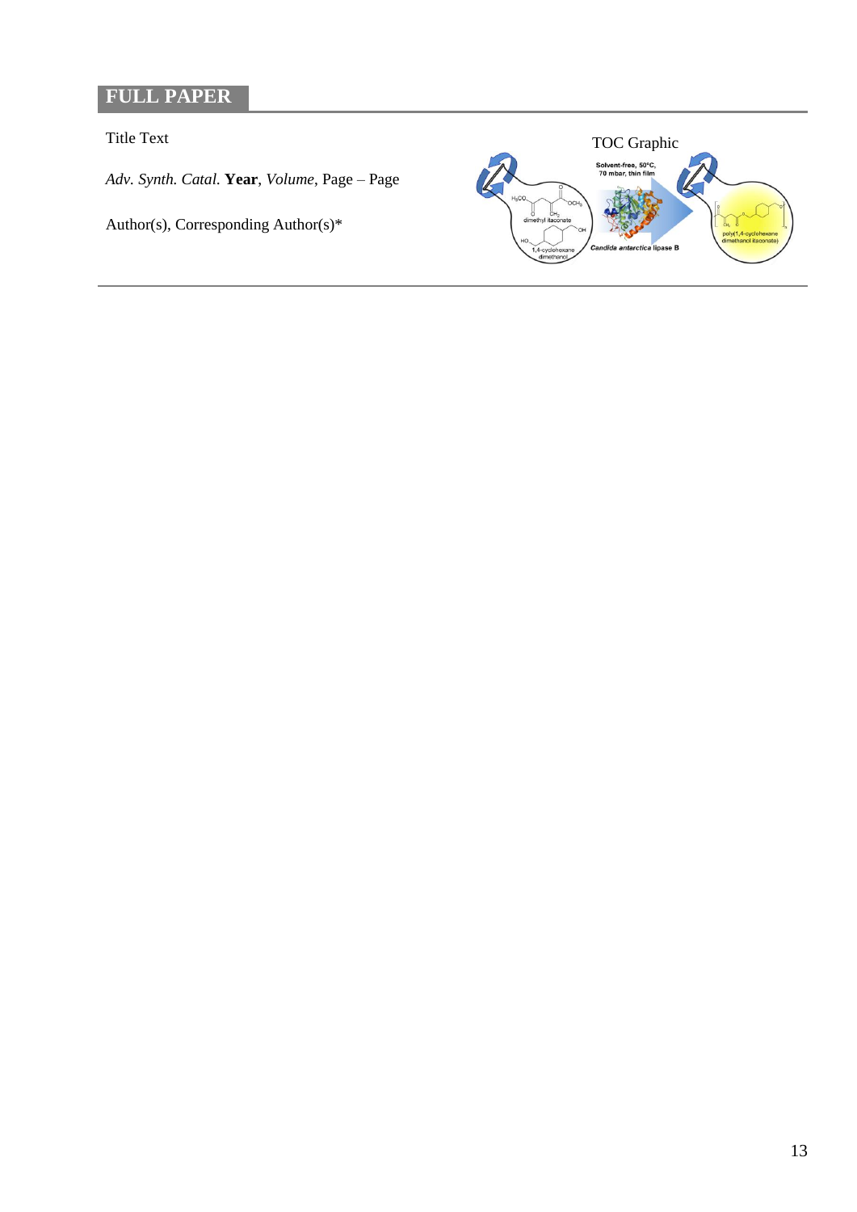# FULL PAPER

Title Text

*Adv. Synth. Catal.* **Year**, *Volume*, Page – Page

Author(s), Corresponding Author(s)*

TOC Graphic

Solvent-free, 50°C, 70 mbar, thin film

dimethyl itaconate

1,4-cyclohexane dimethanol

*Candida antarctica* lipase B

poly(1,4-cyclohexane dimethanol itaconate)